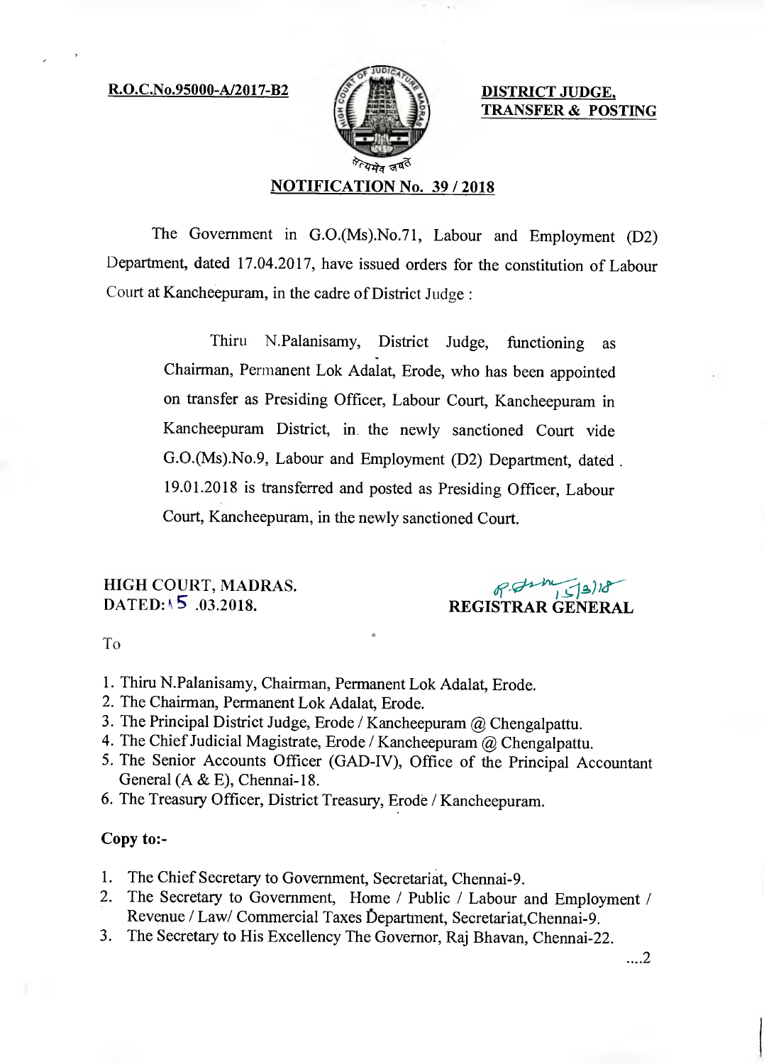**R.O.C.No.95000-A/2017-B2**

**DISTRICT JUDGE,**
**TRANSFER & POSTING**

## NOTIFICATION No. 39 / 2018

The Government in G.O.(Ms).No.71, Labour and Employment (D2) Department, dated 17.04.2017, have issued orders for the constitution of Labour Court at Kancheepuram, in the cadre of District Judge :

> Thiru N.Palanisamy, District Judge, functioning as Chairman, Permanent Lok Adalat, Erode, who has been appointed on transfer as Presiding Officer, Labour Court, Kancheepuram in Kancheepuram District, in the newly sanctioned Court vide G.O.(Ms).No.9, Labour and Employment (D2) Department, dated 19.01.2018 is transferred and posted as Presiding Officer, Labour Court, Kancheepuram, in the newly sanctioned Court.

**HIGH COURT, MADRAS.**
**DATED: 15 .03.2018.**

15/3/18
**REGISTRAR GENERAL**

To

1. Thiru N.Palanisamy, Chairman, Permanent Lok Adalat, Erode.
2. The Chairman, Permanent Lok Adalat, Erode.
3. The Principal District Judge, Erode / Kancheepuram @ Chengalpattu.
4. The Chief Judicial Magistrate, Erode / Kancheepuram @ Chengalpattu.
5. The Senior Accounts Officer (GAD-IV), Office of the Principal Accountant General (A & E), Chennai-18.
6. The Treasury Officer, District Treasury, Erode / Kancheepuram.

**Copy to:-**

1. The Chief Secretary to Government, Secretariat, Chennai-9.
2. The Secretary to Government, Home / Public / Labour and Employment / Revenue / Law/ Commercial Taxes Department, Secretariat,Chennai-9.
3. The Secretary to His Excellency The Governor, Raj Bhavan, Chennai-22.

....2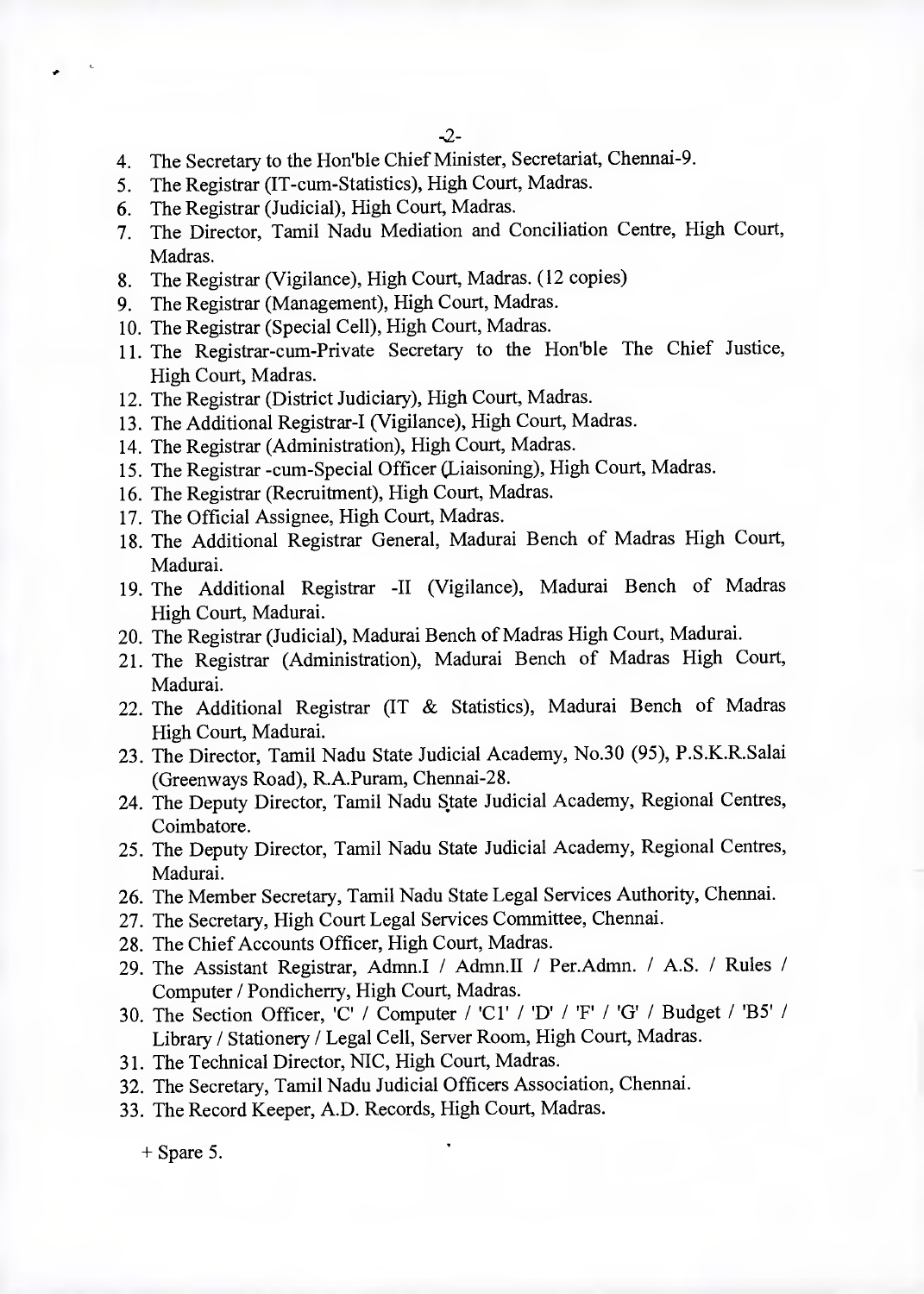4. The Secretary to the Hon'ble Chief Minister, Secretariat, Chennai-9.
5. The Registrar (IT-cum-Statistics), High Court, Madras.
6. The Registrar (Judicial), High Court, Madras.
7. The Director, Tamil Nadu Mediation and Conciliation Centre, High Court, Madras.
8. The Registrar (Vigilance), High Court, Madras. (12 copies)
9. The Registrar (Management), High Court, Madras.
10. The Registrar (Special Cell), High Court, Madras.
11. The Registrar-cum-Private Secretary to the Hon'ble The Chief Justice, High Court, Madras.
12. The Registrar (District Judiciary), High Court, Madras.
13. The Additional Registrar-I (Vigilance), High Court, Madras.
14. The Registrar (Administration), High Court, Madras.
15. The Registrar -cum-Special Officer (Liaisoning), High Court, Madras.
16. The Registrar (Recruitment), High Court, Madras.
17. The Official Assignee, High Court, Madras.
18. The Additional Registrar General, Madurai Bench of Madras High Court, Madurai.
19. The Additional Registrar -II (Vigilance), Madurai Bench of Madras High Court, Madurai.
20. The Registrar (Judicial), Madurai Bench of Madras High Court, Madurai.
21. The Registrar (Administration), Madurai Bench of Madras High Court, Madurai.
22. The Additional Registrar (IT & Statistics), Madurai Bench of Madras High Court, Madurai.
23. The Director, Tamil Nadu State Judicial Academy, No.30 (95), P.S.K.R.Salai (Greenways Road), R.A.Puram, Chennai-28.
24. The Deputy Director, Tamil Nadu State Judicial Academy, Regional Centres, Coimbatore.
25. The Deputy Director, Tamil Nadu State Judicial Academy, Regional Centres, Madurai.
26. The Member Secretary, Tamil Nadu State Legal Services Authority, Chennai.
27. The Secretary, High Court Legal Services Committee, Chennai.
28. The Chief Accounts Officer, High Court, Madras.
29. The Assistant Registrar, Admn.I / Admn.II / Per.Admn. / A.S. / Rules / Computer / Pondicherry, High Court, Madras.
30. The Section Officer, 'C' / Computer / 'C1' / 'D' / 'F' / 'G' / Budget / 'B5' / Library / Stationery / Legal Cell, Server Room, High Court, Madras.
31. The Technical Director, NIC, High Court, Madras.
32. The Secretary, Tamil Nadu Judicial Officers Association, Chennai.
33. The Record Keeper, A.D. Records, High Court, Madras.

+ Spare 5.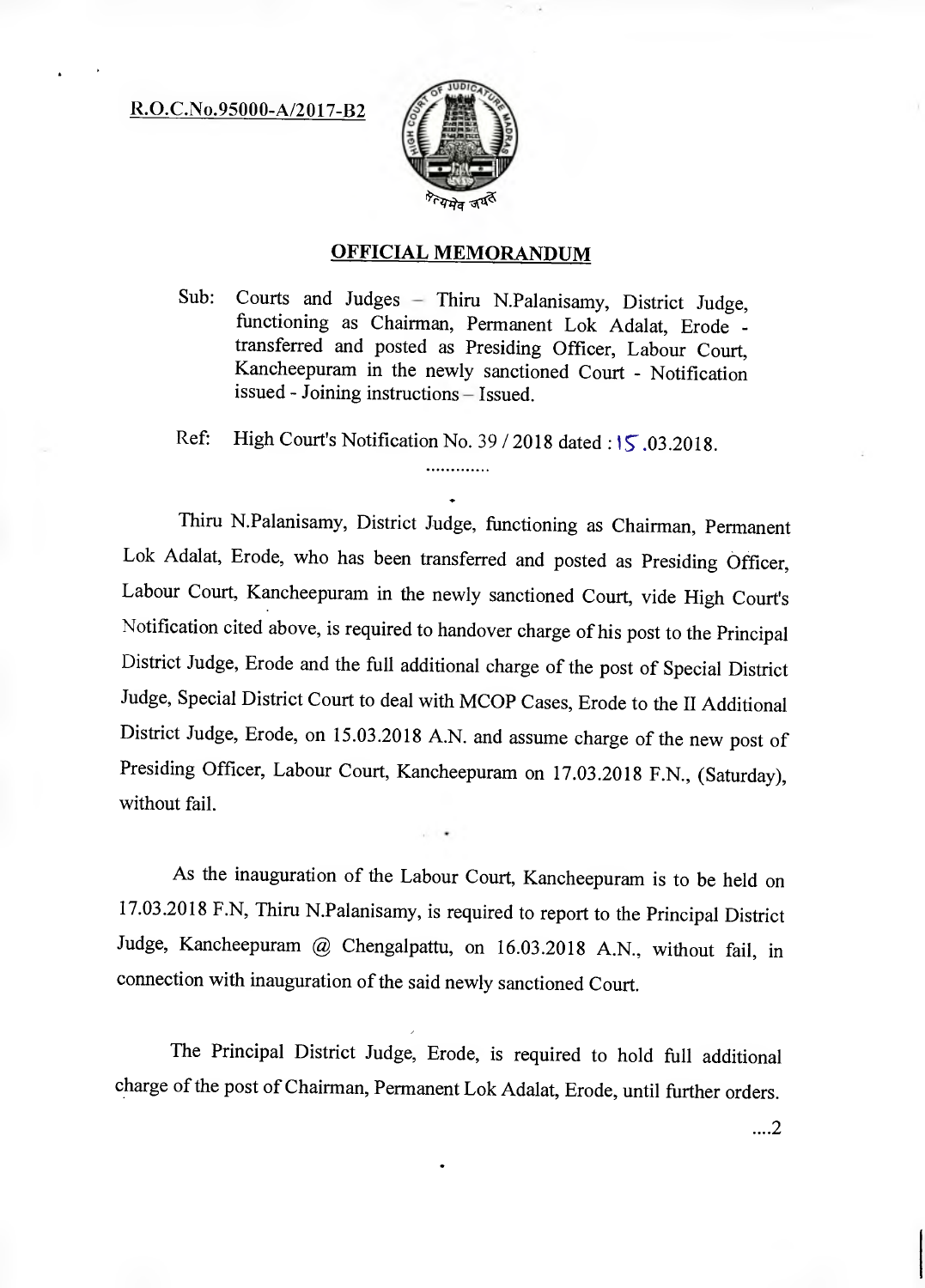R.O.C.No.95000-A/2017-B2

## OFFICIAL MEMORANDUM

Sub: Courts and Judges – Thiru N.Palanisamy, District Judge, functioning as Chairman, Permanent Lok Adalat, Erode - transferred and posted as Presiding Officer, Labour Court, Kancheepuram in the newly sanctioned Court - Notification issued - Joining instructions – Issued.

Ref: High Court's Notification No. 39 / 2018 dated : 15.03.2018.

.............

Thiru N.Palanisamy, District Judge, functioning as Chairman, Permanent Lok Adalat, Erode, who has been transferred and posted as Presiding Officer, Labour Court, Kancheepuram in the newly sanctioned Court, vide High Court's Notification cited above, is required to handover charge of his post to the Principal District Judge, Erode and the full additional charge of the post of Special District Judge, Special District Court to deal with MCOP Cases, Erode to the II Additional District Judge, Erode, on 15.03.2018 A.N. and assume charge of the new post of Presiding Officer, Labour Court, Kancheepuram on 17.03.2018 F.N., (Saturday), without fail.

As the inauguration of the Labour Court, Kancheepuram is to be held on 17.03.2018 F.N, Thiru N.Palanisamy, is required to report to the Principal District Judge, Kancheepuram @ Chengalpattu, on 16.03.2018 A.N., without fail, in connection with inauguration of the said newly sanctioned Court.

The Principal District Judge, Erode, is required to hold full additional charge of the post of Chairman, Permanent Lok Adalat, Erode, until further orders.

....2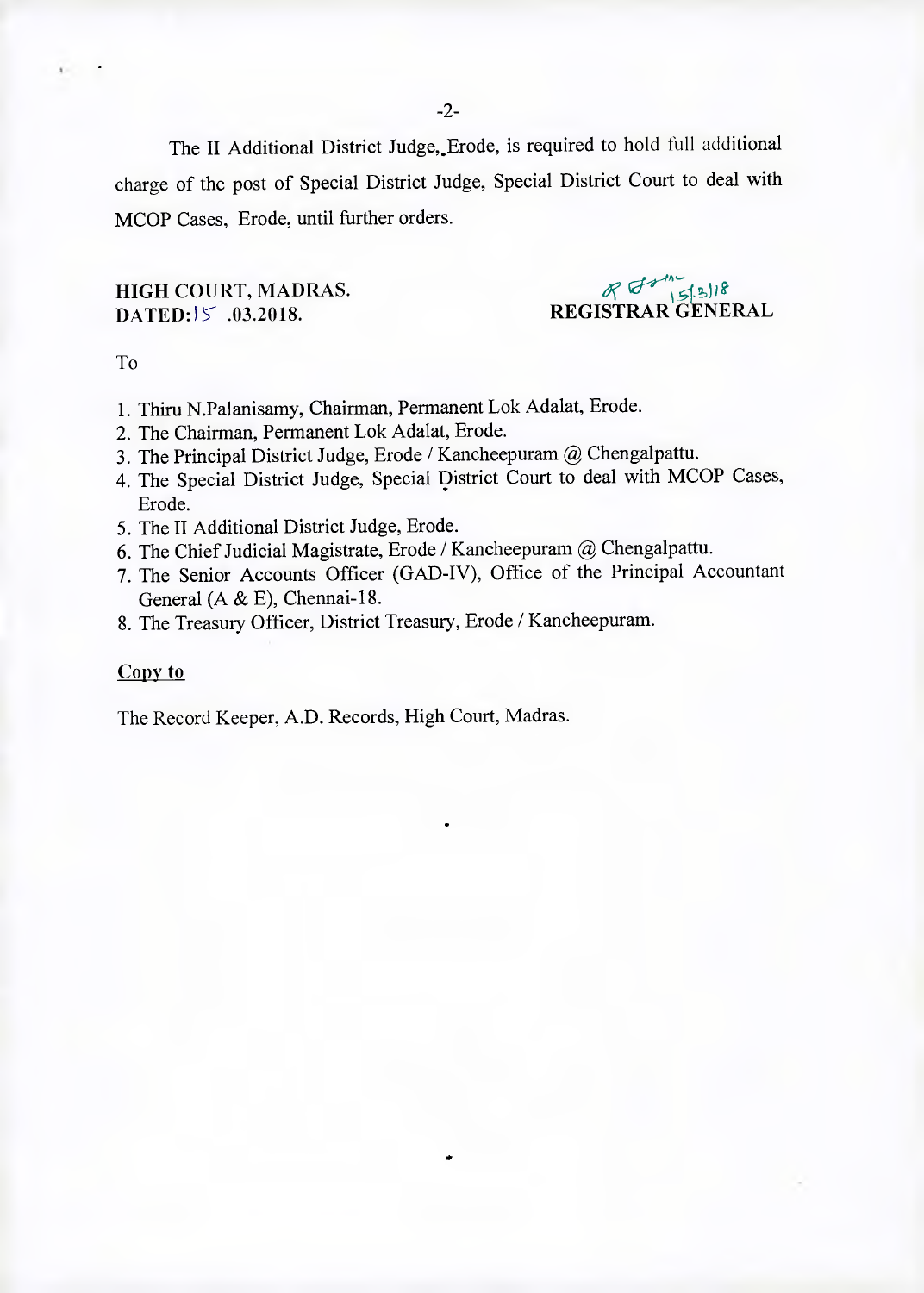The II Additional District Judge, Erode, is required to hold full additional charge of the post of Special District Judge, Special District Court to deal with MCOP Cases, Erode, until further orders.

**HIGH COURT, MADRAS.**
**DATED:15 .03.2018.**

**REGISTRAR GENERAL**

To

1. Thiru N.Palanisamy, Chairman, Permanent Lok Adalat, Erode.
2. The Chairman, Permanent Lok Adalat, Erode.
3. The Principal District Judge, Erode / Kancheepuram @ Chengalpattu.
4. The Special District Judge, Special District Court to deal with MCOP Cases, Erode.
5. The II Additional District Judge, Erode.
6. The Chief Judicial Magistrate, Erode / Kancheepuram @ Chengalpattu.
7. The Senior Accounts Officer (GAD-IV), Office of the Principal Accountant General (A & E), Chennai-18.
8. The Treasury Officer, District Treasury, Erode / Kancheepuram.

**Copy to**

The Record Keeper, A.D. Records, High Court, Madras.